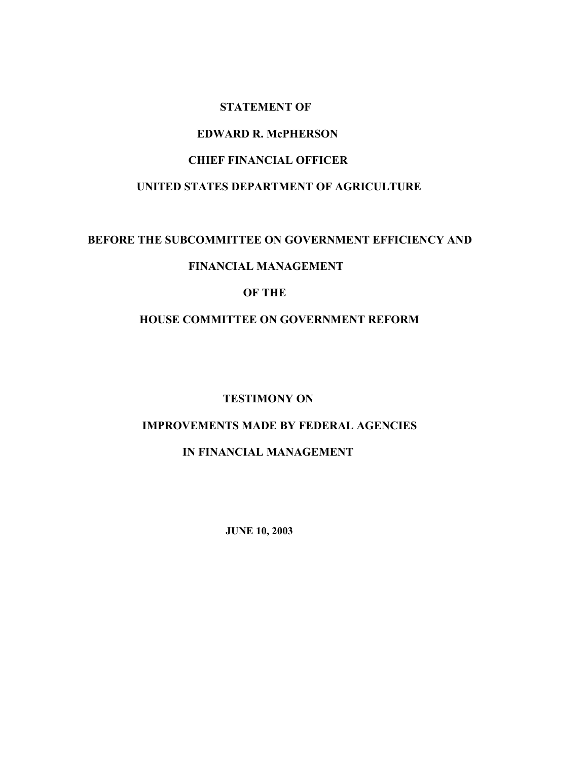**STATEMENT OF**

**EDWARD R. McPHERSON**

**CHIEF FINANCIAL OFFICER**

**UNITED STATES DEPARTMENT OF AGRICULTURE**

**BEFORE THE SUBCOMMITTEE ON GOVERNMENT EFFICIENCY AND**

**FINANCIAL MANAGEMENT**

**OF THE**

**HOUSE COMMITTEE ON GOVERNMENT REFORM**

**TESTIMONY ON**

**IMPROVEMENTS MADE BY FEDERAL AGENCIES**

**IN FINANCIAL MANAGEMENT**

**JUNE 10, 2003**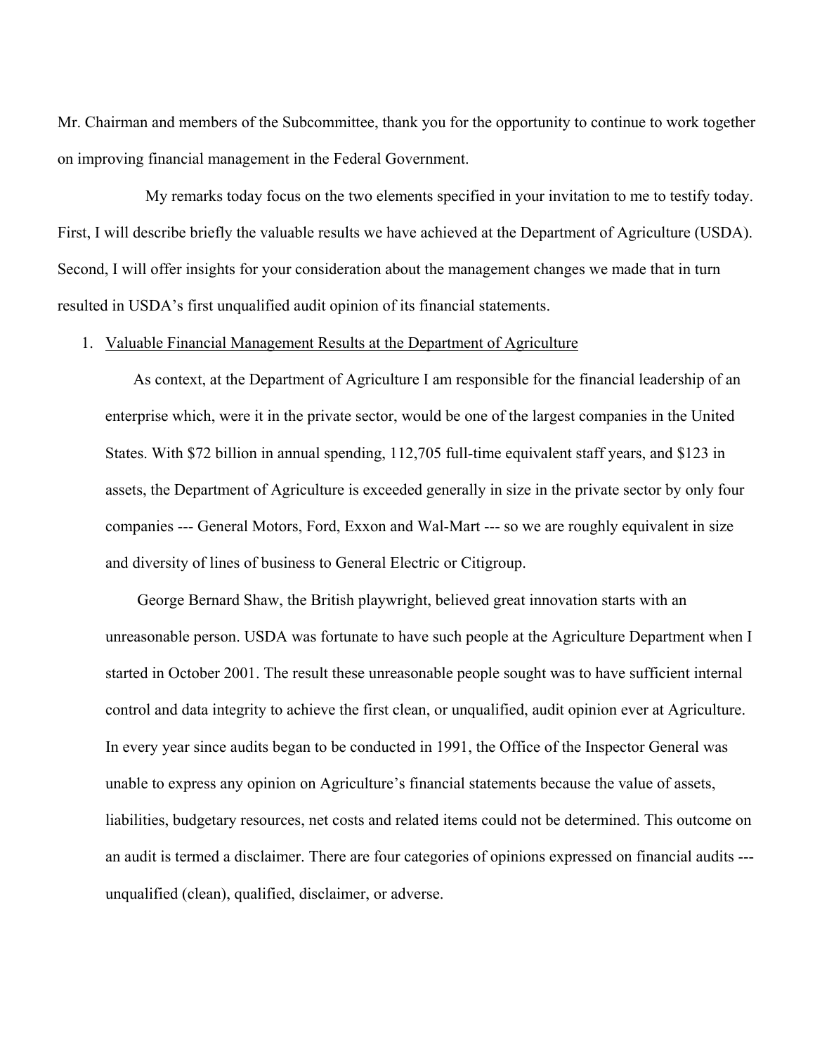Mr. Chairman and members of the Subcommittee, thank you for the opportunity to continue to work together on improving financial management in the Federal Government.

My remarks today focus on the two elements specified in your invitation to me to testify today. First, I will describe briefly the valuable results we have achieved at the Department of Agriculture (USDA). Second, I will offer insights for your consideration about the management changes we made that in turn resulted in USDA's first unqualified audit opinion of its financial statements.

1. Valuable Financial Management Results at the Department of Agriculture

   As context, at the Department of Agriculture I am responsible for the financial leadership of an enterprise which, were it in the private sector, would be one of the largest companies in the United States. With $72 billion in annual spending, 112,705 full-time equivalent staff years, and $123 in assets, the Department of Agriculture is exceeded generally in size in the private sector by only four companies --- General Motors, Ford, Exxon and Wal-Mart --- so we are roughly equivalent in size and diversity of lines of business to General Electric or Citigroup.

   George Bernard Shaw, the British playwright, believed great innovation starts with an unreasonable person. USDA was fortunate to have such people at the Agriculture Department when I started in October 2001. The result these unreasonable people sought was to have sufficient internal control and data integrity to achieve the first clean, or unqualified, audit opinion ever at Agriculture. In every year since audits began to be conducted in 1991, the Office of the Inspector General was unable to express any opinion on Agriculture's financial statements because the value of assets, liabilities, budgetary resources, net costs and related items could not be determined. This outcome on an audit is termed a disclaimer. There are four categories of opinions expressed on financial audits --- unqualified (clean), qualified, disclaimer, or adverse.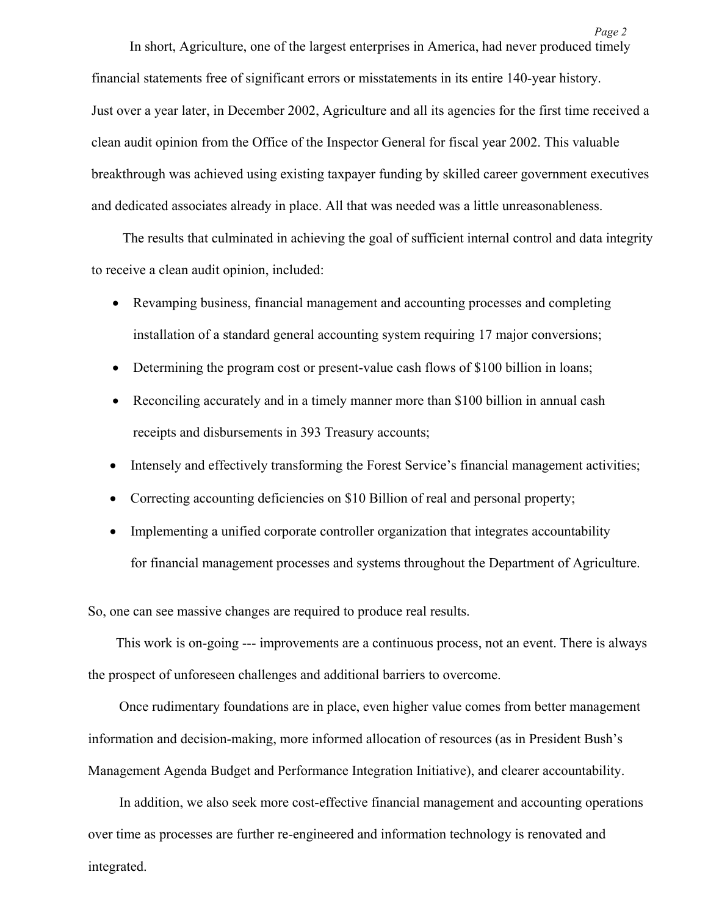In short, Agriculture, one of the largest enterprises in America, had never produced timely financial statements free of significant errors or misstatements in its entire 140-year history. Just over a year later, in December 2002, Agriculture and all its agencies for the first time received a clean audit opinion from the Office of the Inspector General for fiscal year 2002. This valuable breakthrough was achieved using existing taxpayer funding by skilled career government executives and dedicated associates already in place. All that was needed was a little unreasonableness.

The results that culminated in achieving the goal of sufficient internal control and data integrity to receive a clean audit opinion, included:

- Revamping business, financial management and accounting processes and completing installation of a standard general accounting system requiring 17 major conversions;
- Determining the program cost or present-value cash flows of $100 billion in loans;
- Reconciling accurately and in a timely manner more than $100 billion in annual cash receipts and disbursements in 393 Treasury accounts;
- Intensely and effectively transforming the Forest Service's financial management activities;
- Correcting accounting deficiencies on $10 Billion of real and personal property;
- Implementing a unified corporate controller organization that integrates accountability for financial management processes and systems throughout the Department of Agriculture.

So, one can see massive changes are required to produce real results.

This work is on-going --- improvements are a continuous process, not an event. There is always the prospect of unforeseen challenges and additional barriers to overcome.

Once rudimentary foundations are in place, even higher value comes from better management information and decision-making, more informed allocation of resources (as in President Bush's Management Agenda Budget and Performance Integration Initiative), and clearer accountability.

In addition, we also seek more cost-effective financial management and accounting operations over time as processes are further re-engineered and information technology is renovated and integrated.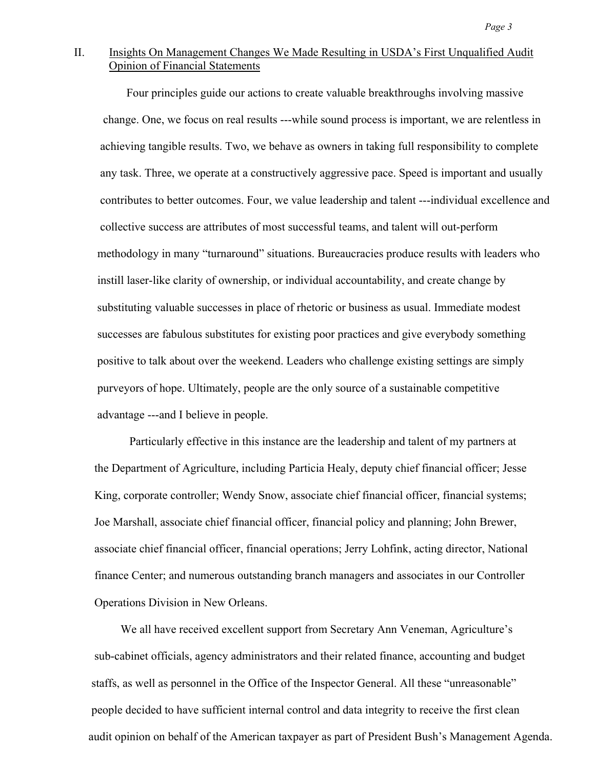## II. Insights On Management Changes We Made Resulting in USDA's First Unqualified Audit Opinion of Financial Statements

Four principles guide our actions to create valuable breakthroughs involving massive change. One, we focus on real results ---while sound process is important, we are relentless in achieving tangible results. Two, we behave as owners in taking full responsibility to complete any task. Three, we operate at a constructively aggressive pace. Speed is important and usually contributes to better outcomes. Four, we value leadership and talent ---individual excellence and collective success are attributes of most successful teams, and talent will out-perform methodology in many "turnaround" situations. Bureaucracies produce results with leaders who instill laser-like clarity of ownership, or individual accountability, and create change by substituting valuable successes in place of rhetoric or business as usual. Immediate modest successes are fabulous substitutes for existing poor practices and give everybody something positive to talk about over the weekend. Leaders who challenge existing settings are simply purveyors of hope. Ultimately, people are the only source of a sustainable competitive advantage ---and I believe in people.

Particularly effective in this instance are the leadership and talent of my partners at the Department of Agriculture, including Particia Healy, deputy chief financial officer; Jesse King, corporate controller; Wendy Snow, associate chief financial officer, financial systems; Joe Marshall, associate chief financial officer, financial policy and planning; John Brewer, associate chief financial officer, financial operations; Jerry Lohfink, acting director, National finance Center; and numerous outstanding branch managers and associates in our Controller Operations Division in New Orleans.

We all have received excellent support from Secretary Ann Veneman, Agriculture's sub-cabinet officials, agency administrators and their related finance, accounting and budget staffs, as well as personnel in the Office of the Inspector General. All these "unreasonable" people decided to have sufficient internal control and data integrity to receive the first clean audit opinion on behalf of the American taxpayer as part of President Bush's Management Agenda.